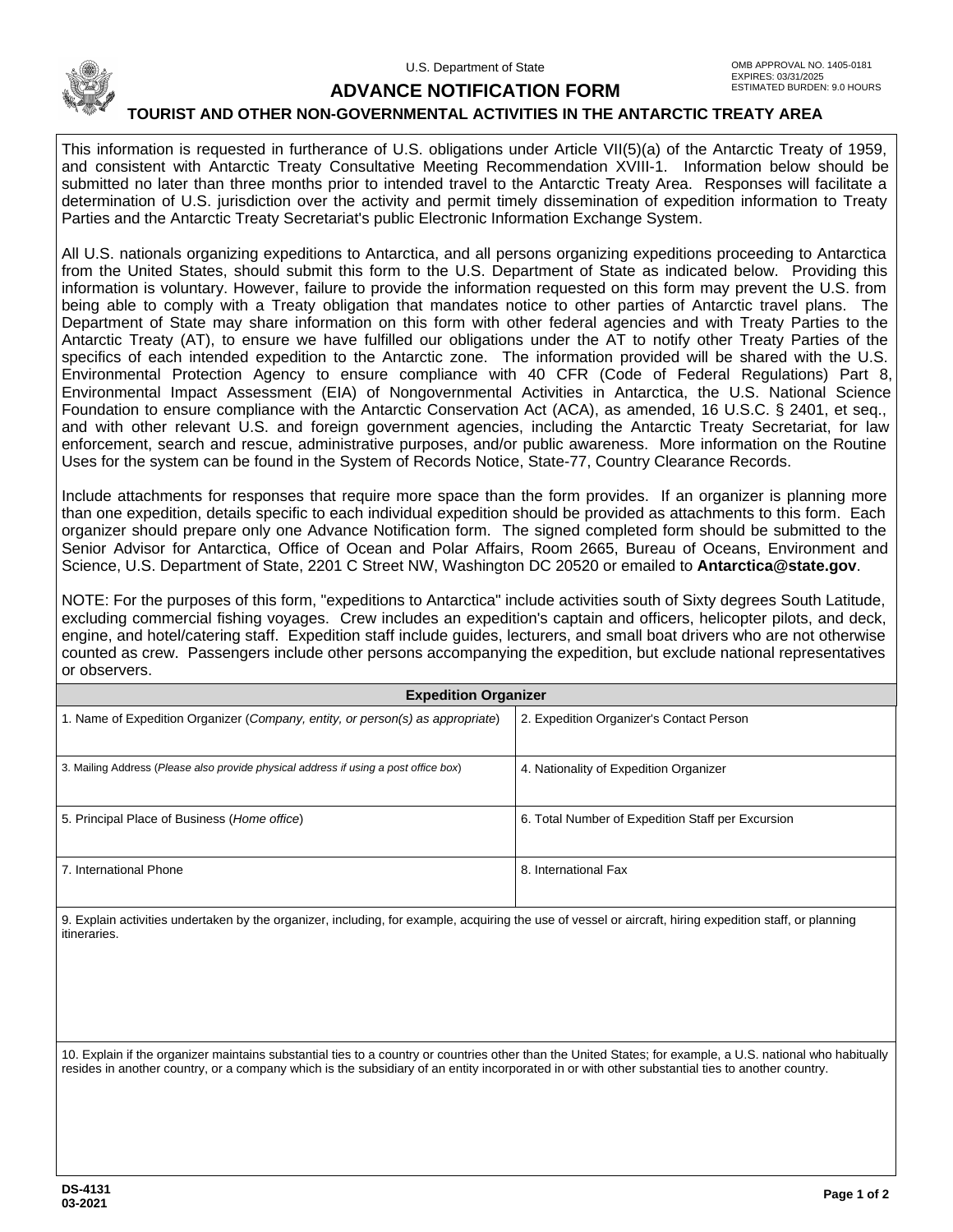U.S. Department of State

OMB APPROVAL NO. 1405-0181
EXPIRES: 03/31/2025
ESTIMATED BURDEN: 9.0 HOURS

# ADVANCE NOTIFICATION FORM

## TOURIST AND OTHER NON-GOVERNMENTAL ACTIVITIES IN THE ANTARCTIC TREATY AREA

This information is requested in furtherance of U.S. obligations under Article VII(5)(a) of the Antarctic Treaty of 1959, and consistent with Antarctic Treaty Consultative Meeting Recommendation XVIII-1. Information below should be submitted no later than three months prior to intended travel to the Antarctic Treaty Area. Responses will facilitate a determination of U.S. jurisdiction over the activity and permit timely dissemination of expedition information to Treaty Parties and the Antarctic Treaty Secretariat's public Electronic Information Exchange System.

All U.S. nationals organizing expeditions to Antarctica, and all persons organizing expeditions proceeding to Antarctica from the United States, should submit this form to the U.S. Department of State as indicated below. Providing this information is voluntary. However, failure to provide the information requested on this form may prevent the U.S. from being able to comply with a Treaty obligation that mandates notice to other parties of Antarctic travel plans. The Department of State may share information on this form with other federal agencies and with Treaty Parties to the Antarctic Treaty (AT), to ensure we have fulfilled our obligations under the AT to notify other Treaty Parties of the specifics of each intended expedition to the Antarctic zone. The information provided will be shared with the U.S. Environmental Protection Agency to ensure compliance with 40 CFR (Code of Federal Regulations) Part 8, Environmental Impact Assessment (EIA) of Nongovernmental Activities in Antarctica, the U.S. National Science Foundation to ensure compliance with the Antarctic Conservation Act (ACA), as amended, 16 U.S.C. § 2401, et seq., and with other relevant U.S. and foreign government agencies, including the Antarctic Treaty Secretariat, for law enforcement, search and rescue, administrative purposes, and/or public awareness. More information on the Routine Uses for the system can be found in the System of Records Notice, State-77, Country Clearance Records.

Include attachments for responses that require more space than the form provides. If an organizer is planning more than one expedition, details specific to each individual expedition should be provided as attachments to this form. Each organizer should prepare only one Advance Notification form. The signed completed form should be submitted to the Senior Advisor for Antarctica, Office of Ocean and Polar Affairs, Room 2665, Bureau of Oceans, Environment and Science, U.S. Department of State, 2201 C Street NW, Washington DC 20520 or emailed to **Antarctica@state.gov**.

NOTE: For the purposes of this form, "expeditions to Antarctica" include activities south of Sixty degrees South Latitude, excluding commercial fishing voyages. Crew includes an expedition's captain and officers, helicopter pilots, and deck, engine, and hotel/catering staff. Expedition staff include guides, lecturers, and small boat drivers who are not otherwise counted as crew. Passengers include other persons accompanying the expedition, but exclude national representatives or observers.

### Expedition Organizer

| | |
|---|---|
| 1. Name of Expedition Organizer (*Company, entity, or person(s) as appropriate*) | 2. Expedition Organizer's Contact Person |
| 3. Mailing Address (*Please also provide physical address if using a post office box*) | 4. Nationality of Expedition Organizer |
| 5. Principal Place of Business (*Home office*) | 6. Total Number of Expedition Staff per Excursion |
| 7. International Phone | 8. International Fax |

9. Explain activities undertaken by the organizer, including, for example, acquiring the use of vessel or aircraft, hiring expedition staff, or planning itineraries.

10. Explain if the organizer maintains substantial ties to a country or countries other than the United States; for example, a U.S. national who habitually resides in another country, or a company which is the subsidiary of an entity incorporated in or with other substantial ties to another country.

DS-4131
03-2021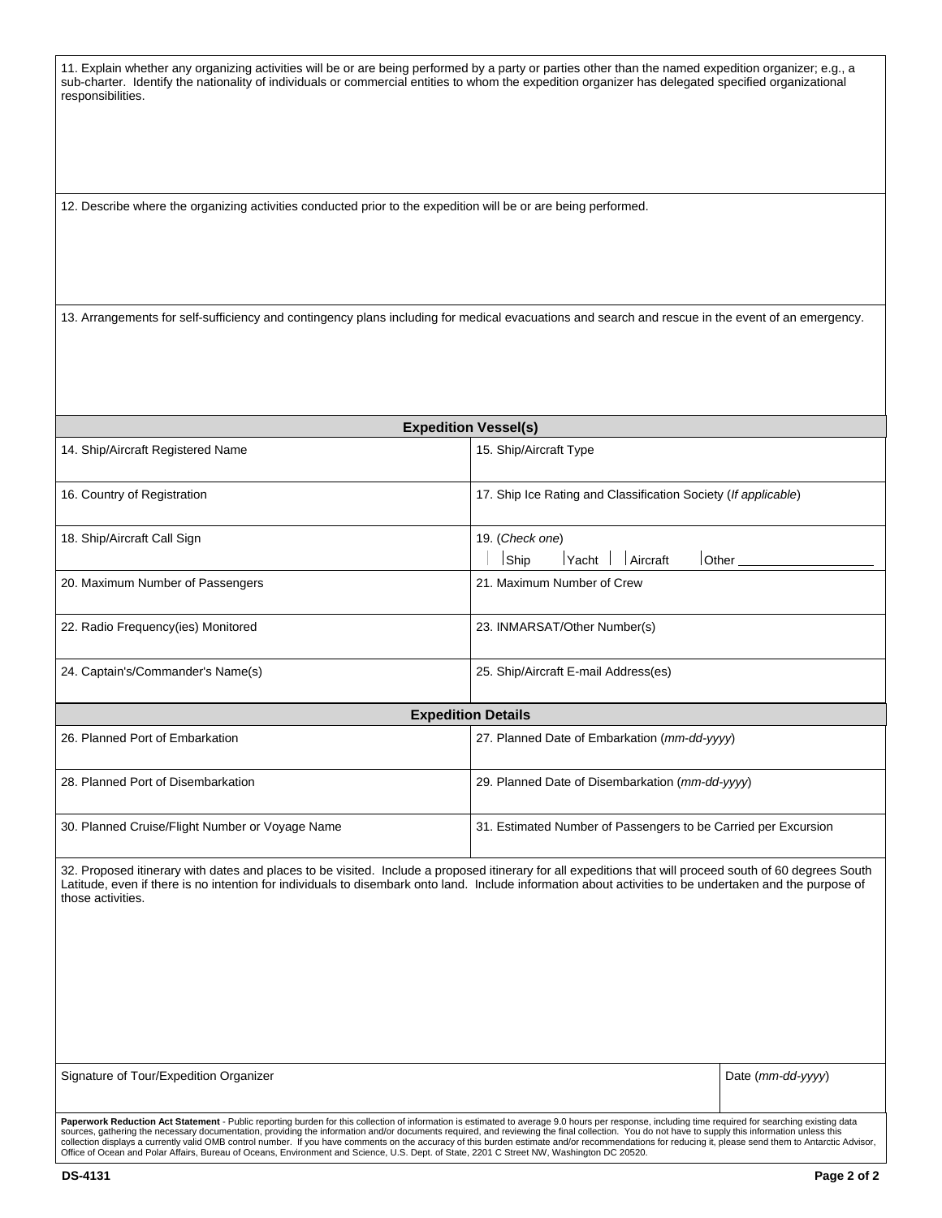11. Explain whether any organizing activities will be or are being performed by a party or parties other than the named expedition organizer; e.g., a sub-charter. Identify the nationality of individuals or commercial entities to whom the expedition organizer has delegated specified organizational responsibilities.

12. Describe where the organizing activities conducted prior to the expedition will be or are being performed.

13. Arrangements for self-sufficiency and contingency plans including for medical evacuations and search and rescue in the event of an emergency.

## Expedition Vessel(s)

| | |
|---|---|
| 14. Ship/Aircraft Registered Name | 15. Ship/Aircraft Type |
| 16. Country of Registration | 17. Ship Ice Rating and Classification Society (*If applicable*) |
| 18. Ship/Aircraft Call Sign | 19. (*Check one*) ☐ Ship ☐ Yacht ☐ Aircraft ☐ Other ___________________ |
| 20. Maximum Number of Passengers | 21. Maximum Number of Crew |
| 22. Radio Frequency(ies) Monitored | 23. INMARSAT/Other Number(s) |
| 24. Captain's/Commander's Name(s) | 25. Ship/Aircraft E-mail Address(es) |

## Expedition Details

| | |
|---|---|
| 26. Planned Port of Embarkation | 27. Planned Date of Embarkation (*mm-dd-yyyy*) |
| 28. Planned Port of Disembarkation | 29. Planned Date of Disembarkation (*mm-dd-yyyy*) |
| 30. Planned Cruise/Flight Number or Voyage Name | 31. Estimated Number of Passengers to be Carried per Excursion |

32. Proposed itinerary with dates and places to be visited. Include a proposed itinerary for all expeditions that will proceed south of 60 degrees South Latitude, even if there is no intention for individuals to disembark onto land. Include information about activities to be undertaken and the purpose of those activities.

| | |
|---|---|
| Signature of Tour/Expedition Organizer | Date (*mm-dd-yyyy*) |

**Paperwork Reduction Act Statement** - Public reporting burden for this collection of information is estimated to average 9.0 hours per response, including time required for searching existing data sources, gathering the necessary documentation, providing the information and/or documents required, and reviewing the final collection. You do not have to supply this information unless this collection displays a currently valid OMB control number. If you have comments on the accuracy of this burden estimate and/or recommendations for reducing it, please send them to Antarctic Advisor, Office of Ocean and Polar Affairs, Bureau of Oceans, Environment and Science, U.S. Dept. of State, 2201 C Street NW, Washington DC 20520.

**DS-4131**